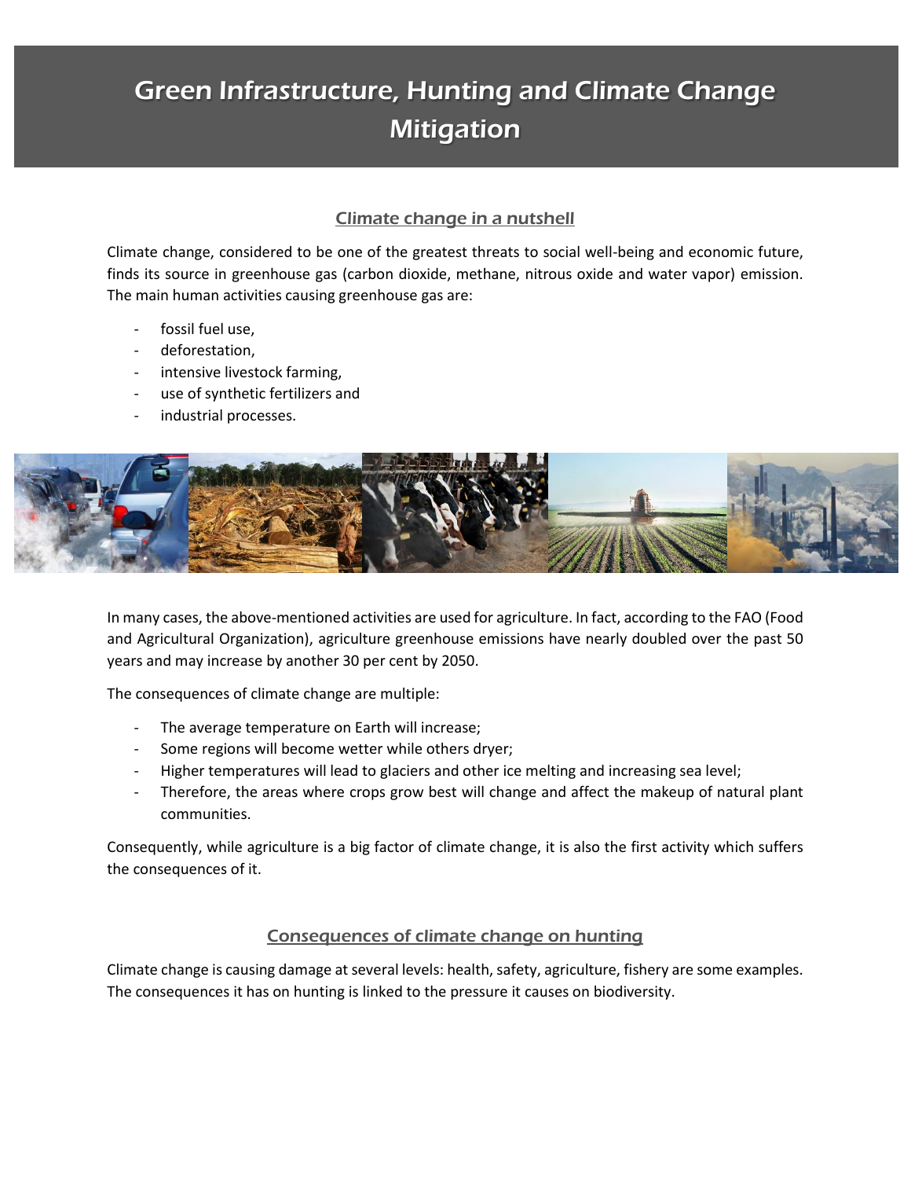# Green Infrastructure, Hunting and Climate Change Mitigation

## Climate change in a nutshell

Climate change, considered to be one of the greatest threats to social well-being and economic future, finds its source in greenhouse gas (carbon dioxide, methane, nitrous oxide and water vapor) emission. The main human activities causing greenhouse gas are:

- fossil fuel use,
- deforestation,
- intensive livestock farming,
- use of synthetic fertilizers and
- industrial processes.

In many cases, the above-mentioned activities are used for agriculture. In fact, according to the FAO (Food and Agricultural Organization), agriculture greenhouse emissions have nearly doubled over the past 50 years and may increase by another 30 per cent by 2050.

The consequences of climate change are multiple:

- The average temperature on Earth will increase;
- Some regions will become wetter while others dryer;
- Higher temperatures will lead to glaciers and other ice melting and increasing sea level;
- Therefore, the areas where crops grow best will change and affect the makeup of natural plant communities.

Consequently, while agriculture is a big factor of climate change, it is also the first activity which suffers the consequences of it.

## Consequences of climate change on hunting

Climate change is causing damage at several levels: health, safety, agriculture, fishery are some examples. The consequences it has on hunting is linked to the pressure it causes on biodiversity.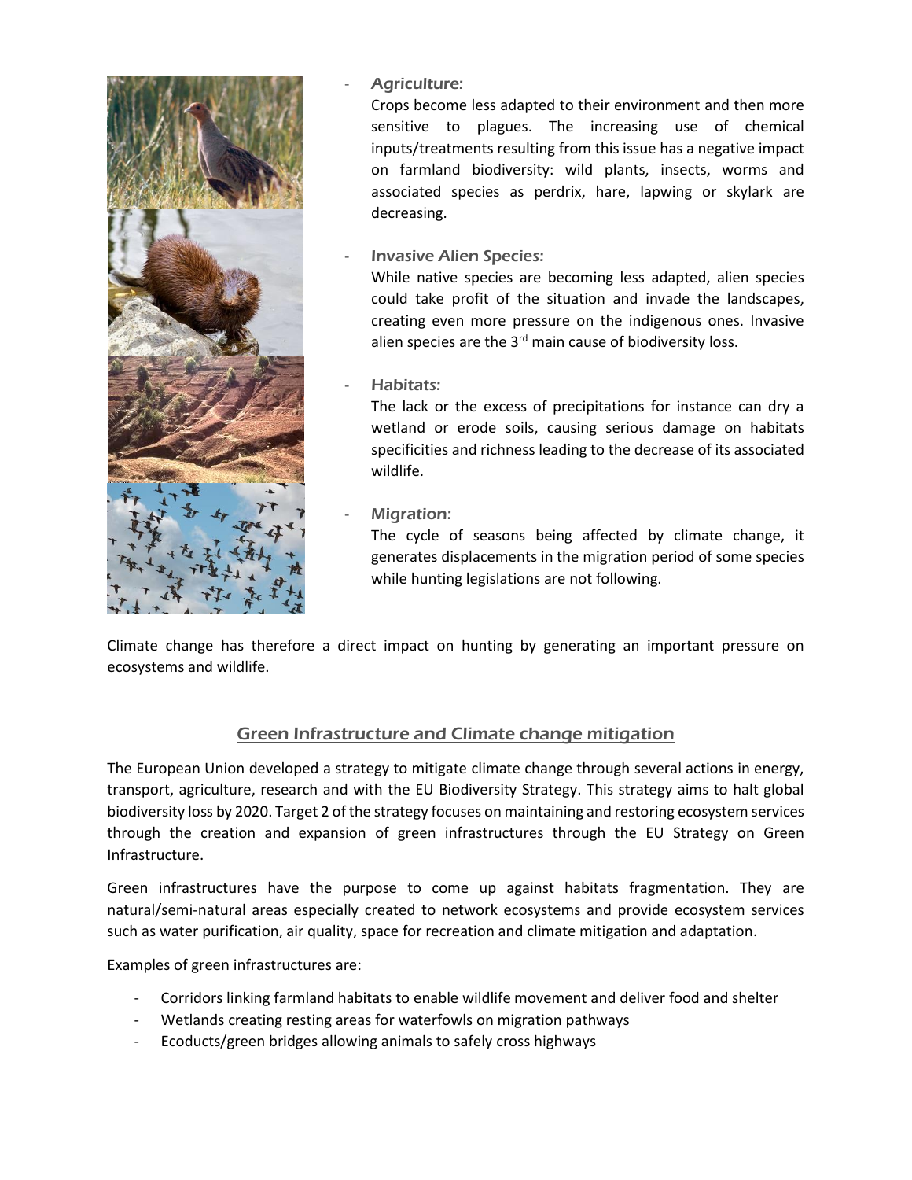- *Agriculture:*
  Crops become less adapted to their environment and then more sensitive to plagues. The increasing use of chemical inputs/treatments resulting from this issue has a negative impact on farmland biodiversity: wild plants, insects, worms and associated species as perdrix, hare, lapwing or skylark are decreasing.

- *Invasive Alien Species:*
  While native species are becoming less adapted, alien species could take profit of the situation and invade the landscapes, creating even more pressure on the indigenous ones. Invasive alien species are the 3rd main cause of biodiversity loss.

- *Habitats:*
  The lack or the excess of precipitations for instance can dry a wetland or erode soils, causing serious damage on habitats specificities and richness leading to the decrease of its associated wildlife.

- *Migration:*
  The cycle of seasons being affected by climate change, it generates displacements in the migration period of some species while hunting legislations are not following.

Climate change has therefore a direct impact on hunting by generating an important pressure on ecosystems and wildlife.

## Green Infrastructure and Climate change mitigation

The European Union developed a strategy to mitigate climate change through several actions in energy, transport, agriculture, research and with the EU Biodiversity Strategy. This strategy aims to halt global biodiversity loss by 2020. Target 2 of the strategy focuses on maintaining and restoring ecosystem services through the creation and expansion of green infrastructures through the EU Strategy on Green Infrastructure.

Green infrastructures have the purpose to come up against habitats fragmentation. They are natural/semi-natural areas especially created to network ecosystems and provide ecosystem services such as water purification, air quality, space for recreation and climate mitigation and adaptation.

Examples of green infrastructures are:

- Corridors linking farmland habitats to enable wildlife movement and deliver food and shelter
- Wetlands creating resting areas for waterfowls on migration pathways
- Ecoducts/green bridges allowing animals to safely cross highways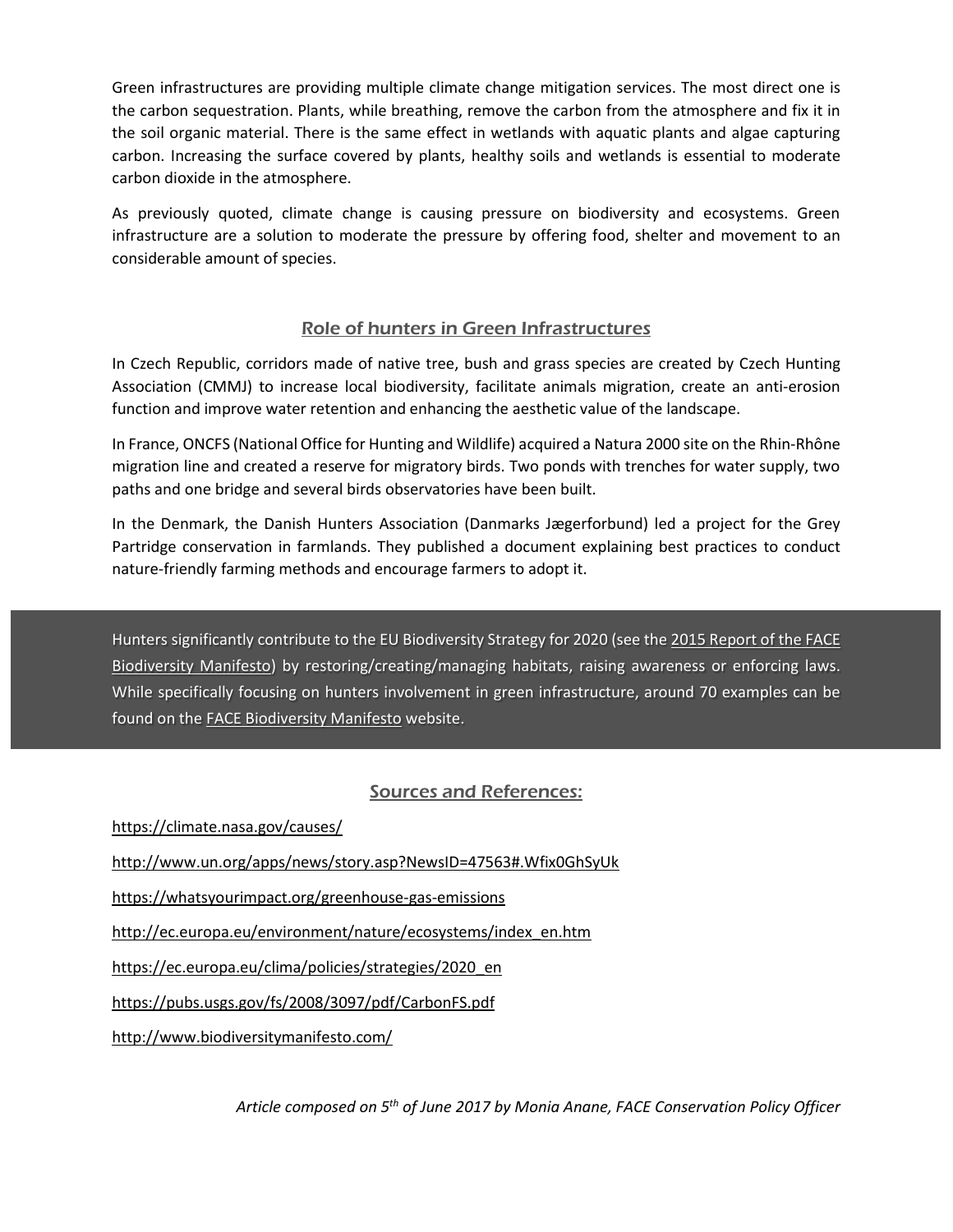Green infrastructures are providing multiple climate change mitigation services. The most direct one is the carbon sequestration. Plants, while breathing, remove the carbon from the atmosphere and fix it in the soil organic material. There is the same effect in wetlands with aquatic plants and algae capturing carbon. Increasing the surface covered by plants, healthy soils and wetlands is essential to moderate carbon dioxide in the atmosphere.

As previously quoted, climate change is causing pressure on biodiversity and ecosystems. Green infrastructure are a solution to moderate the pressure by offering food, shelter and movement to an considerable amount of species.

## Role of hunters in Green Infrastructures

In Czech Republic, corridors made of native tree, bush and grass species are created by Czech Hunting Association (CMMJ) to increase local biodiversity, facilitate animals migration, create an anti-erosion function and improve water retention and enhancing the aesthetic value of the landscape.

In France, ONCFS (National Office for Hunting and Wildlife) acquired a Natura 2000 site on the Rhin-Rhône migration line and created a reserve for migratory birds. Two ponds with trenches for water supply, two paths and one bridge and several birds observatories have been built.

In the Denmark, the Danish Hunters Association (Danmarks Jægerforbund) led a project for the Grey Partridge conservation in farmlands. They published a document explaining best practices to conduct nature-friendly farming methods and encourage farmers to adopt it.

Hunters significantly contribute to the EU Biodiversity Strategy for 2020 (see the 2015 Report of the FACE Biodiversity Manifesto) by restoring/creating/managing habitats, raising awareness or enforcing laws. While specifically focusing on hunters involvement in green infrastructure, around 70 examples can be found on the FACE Biodiversity Manifesto website.

## Sources and References:

https://climate.nasa.gov/causes/

http://www.un.org/apps/news/story.asp?NewsID=47563#.Wfix0GhSyUk

https://whatsyourimpact.org/greenhouse-gas-emissions

http://ec.europa.eu/environment/nature/ecosystems/index_en.htm

https://ec.europa.eu/clima/policies/strategies/2020_en

https://pubs.usgs.gov/fs/2008/3097/pdf/CarbonFS.pdf

http://www.biodiversitymanifesto.com/

*Article composed on 5th of June 2017 by Monia Anane, FACE Conservation Policy Officer*